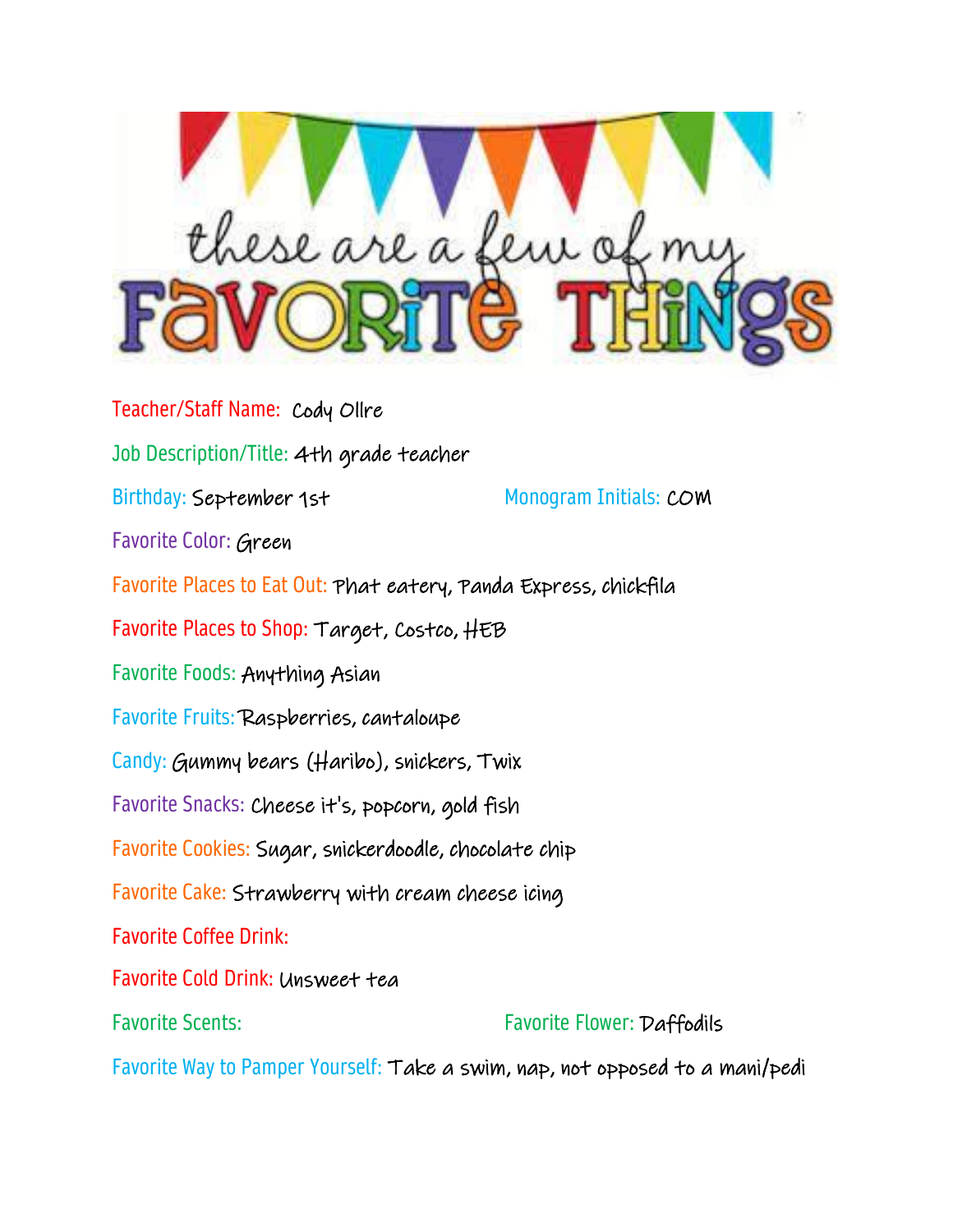# these are a few of my FAVORITE THINGS

Teacher/Staff Name: Cody Ollre

Job Description/Title: 4th grade teacher

Birthday: September 1st

Monogram Initials: COM

Favorite Color: Green

Favorite Places to Eat Out: Phat eatery, Panda Express, chickfila

Favorite Places to Shop: Target, Costco, HEB

Favorite Foods: Anything Asian

Favorite Fruits: Raspberries, cantaloupe

Candy: Gummy bears (Haribo), snickers, Twix

Favorite Snacks: Cheese it's, popcorn, gold fish

Favorite Cookies: Sugar, snickerdoodle, chocolate chip

Favorite Cake: Strawberry with cream cheese icing

Favorite Coffee Drink:

Favorite Cold Drink: Unsweet tea

Favorite Scents:

Favorite Flower: Daffodils

Favorite Way to Pamper Yourself: Take a swim, nap, not opposed to a mani/pedi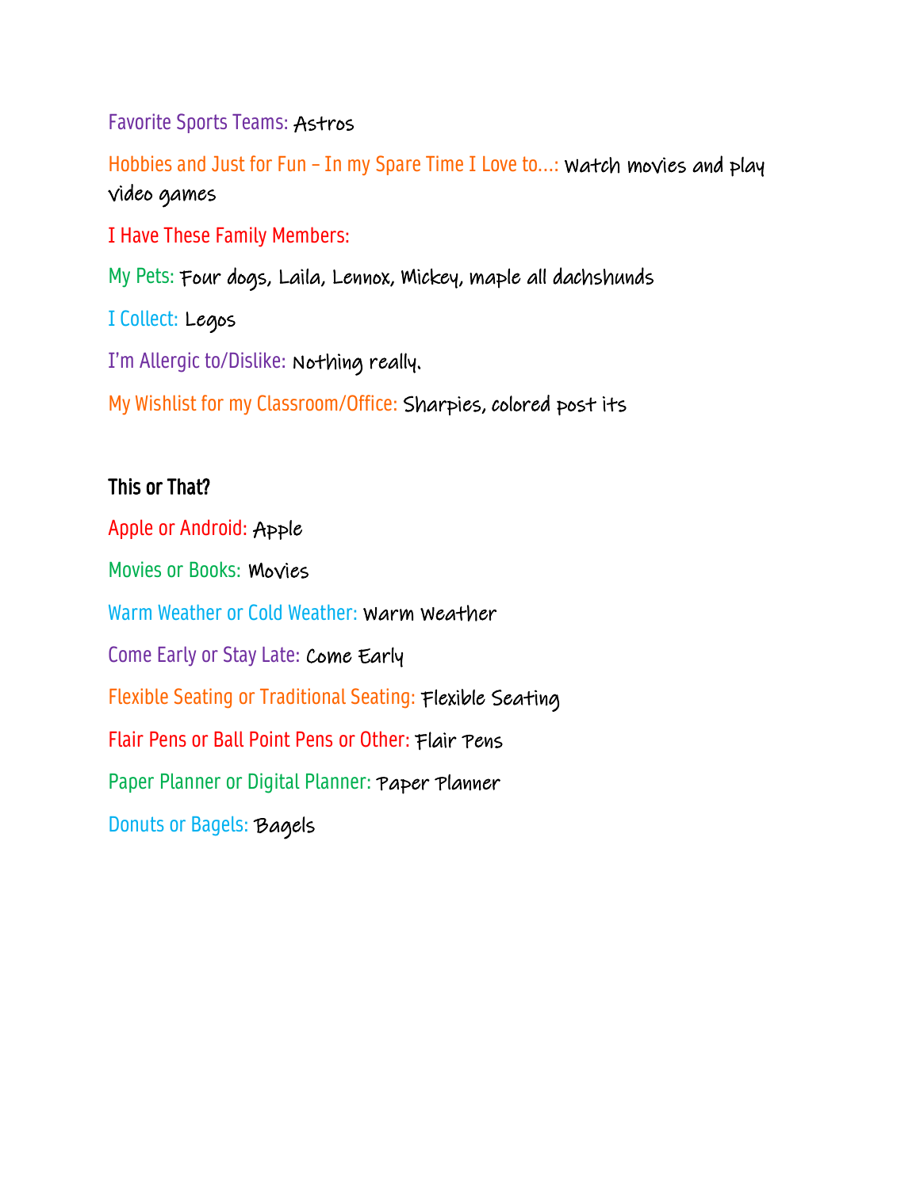Favorite Sports Teams: Astros

Hobbies and Just for Fun – In my Spare Time I Love to…: Watch movies and play video games

I Have These Family Members:

My Pets: Four dogs, Laila, Lennox, Mickey, maple all dachshunds

I Collect: Legos

I'm Allergic to/Dislike: Nothing really.

My Wishlist for my Classroom/Office: Sharpies, colored post its

**This or That?**

Apple or Android: Apple

Movies or Books: Movies

Warm Weather or Cold Weather: Warm Weather

Come Early or Stay Late: Come Early

Flexible Seating or Traditional Seating: Flexible Seating

Flair Pens or Ball Point Pens or Other: Flair Pens

Paper Planner or Digital Planner: Paper Planner

Donuts or Bagels: Bagels